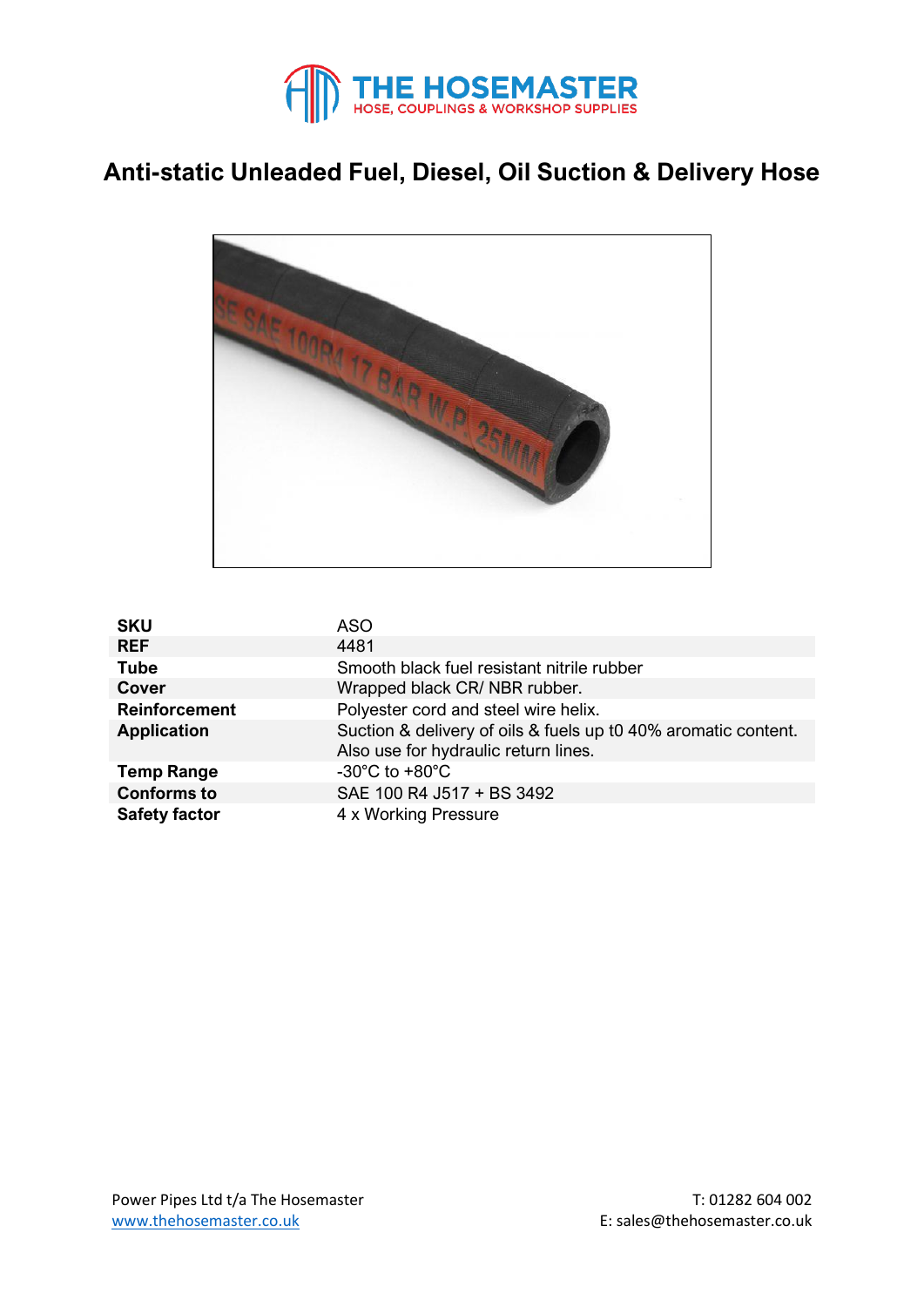# Anti-static Unleaded Fuel, Diesel, Oil Suction & Delivery Hose

| | |
|---|---|
| **SKU** | ASO |
| **REF** | 4481 |
| **Tube** | Smooth black fuel resistant nitrile rubber |
| **Cover** | Wrapped black CR/ NBR rubber. |
| **Reinforcement** | Polyester cord and steel wire helix. |
| **Application** | Suction & delivery of oils & fuels up t0 40% aromatic content. Also use for hydraulic return lines. |
| **Temp Range** | -30°C to +80°C |
| **Conforms to** | SAE 100 R4 J517 + BS 3492 |
| **Safety factor** | 4 x Working Pressure |

Power Pipes Ltd t/a The Hosemaster
www.thehosemaster.co.uk

T: 01282 604 002
E: sales@thehosemaster.co.uk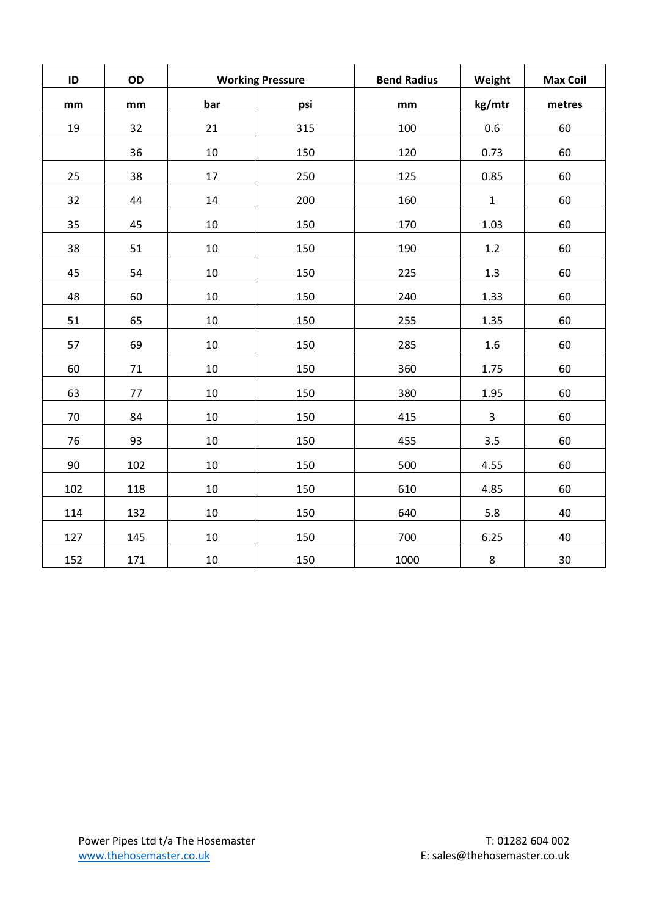| ID | OD | Working Pressure | | Bend Radius | Weight | Max Coil |
|---|---|---|---|---|---|---|
| mm | mm | bar | psi | mm | kg/mtr | metres |
| 19 | 32 | 21 | 315 | 100 | 0.6 | 60 |
| | 36 | 10 | 150 | 120 | 0.73 | 60 |
| 25 | 38 | 17 | 250 | 125 | 0.85 | 60 |
| 32 | 44 | 14 | 200 | 160 | 1 | 60 |
| 35 | 45 | 10 | 150 | 170 | 1.03 | 60 |
| 38 | 51 | 10 | 150 | 190 | 1.2 | 60 |
| 45 | 54 | 10 | 150 | 225 | 1.3 | 60 |
| 48 | 60 | 10 | 150 | 240 | 1.33 | 60 |
| 51 | 65 | 10 | 150 | 255 | 1.35 | 60 |
| 57 | 69 | 10 | 150 | 285 | 1.6 | 60 |
| 60 | 71 | 10 | 150 | 360 | 1.75 | 60 |
| 63 | 77 | 10 | 150 | 380 | 1.95 | 60 |
| 70 | 84 | 10 | 150 | 415 | 3 | 60 |
| 76 | 93 | 10 | 150 | 455 | 3.5 | 60 |
| 90 | 102 | 10 | 150 | 500 | 4.55 | 60 |
| 102 | 118 | 10 | 150 | 610 | 4.85 | 60 |
| 114 | 132 | 10 | 150 | 640 | 5.8 | 40 |
| 127 | 145 | 10 | 150 | 700 | 6.25 | 40 |
| 152 | 171 | 10 | 150 | 1000 | 8 | 30 |

Power Pipes Ltd t/a The Hosemaster
www.thehosemaster.co.uk

T: 01282 604 002
E: sales@thehosemaster.co.uk